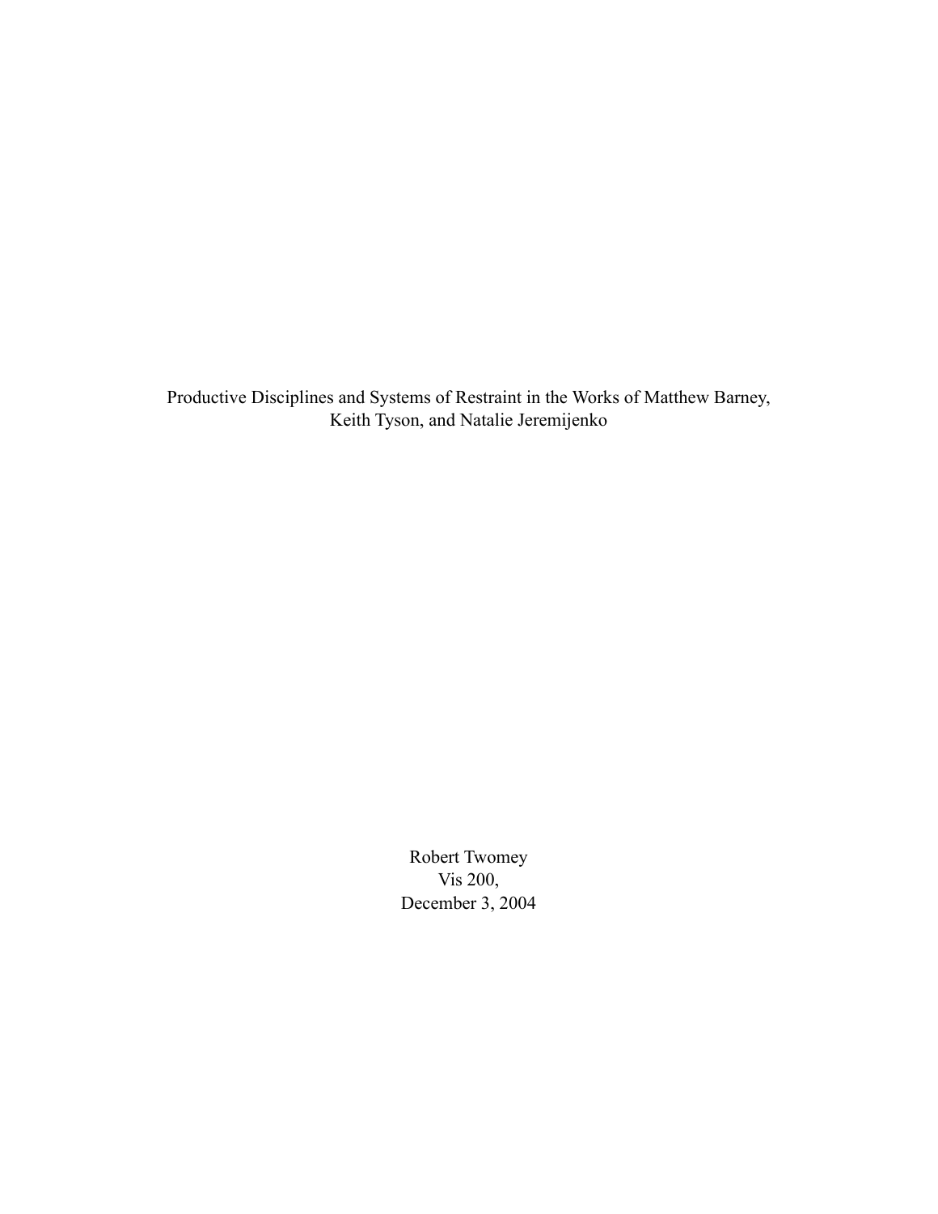# Productive Disciplines and Systems of Restraint in the Works of Matthew Barney, Keith Tyson, and Natalie Jeremijenko

Robert Twomey
Vis 200,
December 3, 2004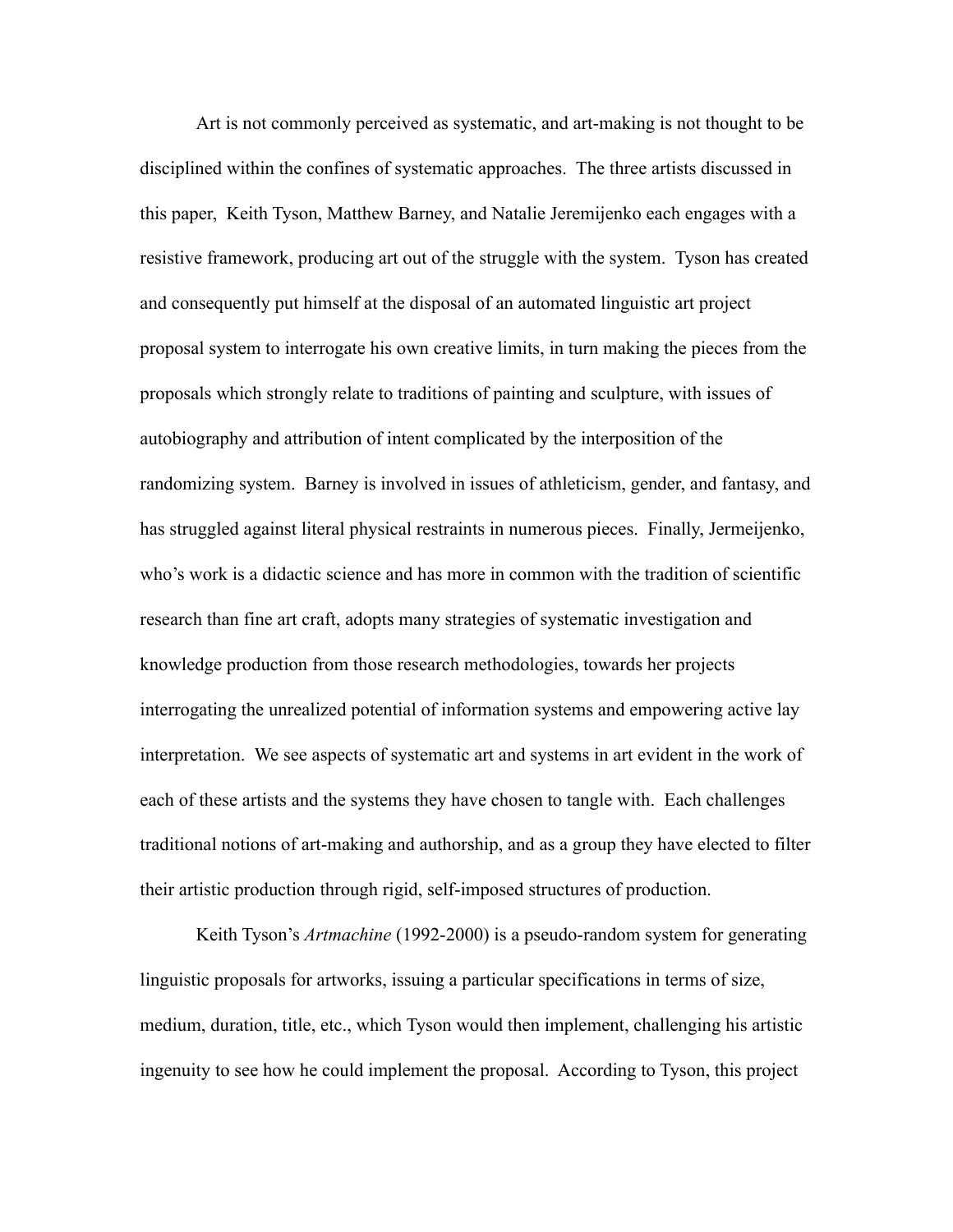Art is not commonly perceived as systematic, and art-making is not thought to be disciplined within the confines of systematic approaches.  The three artists discussed in this paper,  Keith Tyson, Matthew Barney, and Natalie Jeremijenko each engages with a resistive framework, producing art out of the struggle with the system.  Tyson has created and consequently put himself at the disposal of an automated linguistic art project proposal system to interrogate his own creative limits, in turn making the pieces from the proposals which strongly relate to traditions of painting and sculpture, with issues of autobiography and attribution of intent complicated by the interposition of the randomizing system.  Barney is involved in issues of athleticism, gender, and fantasy, and has struggled against literal physical restraints in numerous pieces.  Finally, Jermeijenko, who's work is a didactic science and has more in common with the tradition of scientific research than fine art craft, adopts many strategies of systematic investigation and knowledge production from those research methodologies, towards her projects interrogating the unrealized potential of information systems and empowering active lay interpretation.  We see aspects of systematic art and systems in art evident in the work of each of these artists and the systems they have chosen to tangle with.  Each challenges traditional notions of art-making and authorship, and as a group they have elected to filter their artistic production through rigid, self-imposed structures of production.

Keith Tyson's *Artmachine* (1992-2000) is a pseudo-random system for generating linguistic proposals for artworks, issuing a particular specifications in terms of size, medium, duration, title, etc., which Tyson would then implement, challenging his artistic ingenuity to see how he could implement the proposal.  According to Tyson, this project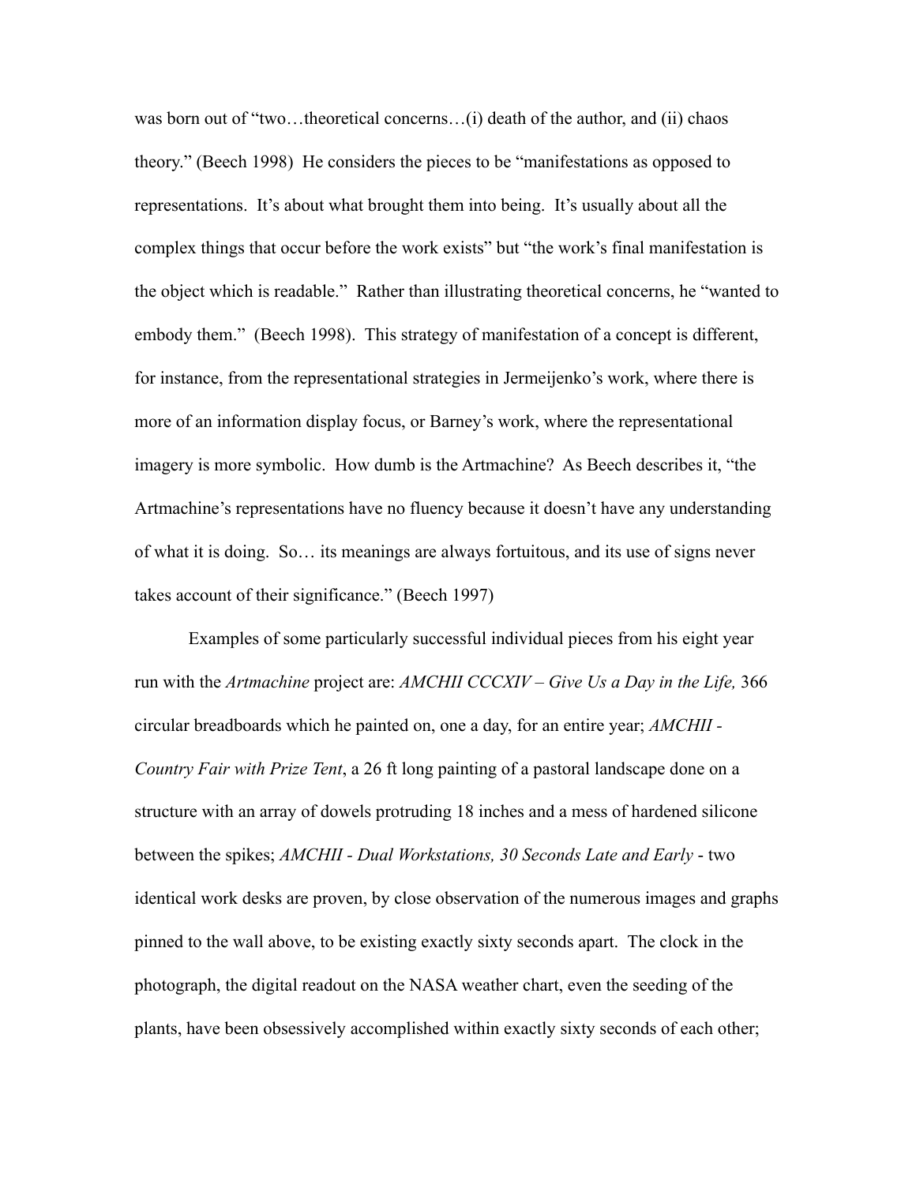was born out of "two…theoretical concerns…(i) death of the author, and (ii) chaos theory." (Beech 1998) He considers the pieces to be "manifestations as opposed to representations. It's about what brought them into being. It's usually about all the complex things that occur before the work exists" but "the work's final manifestation is the object which is readable." Rather than illustrating theoretical concerns, he "wanted to embody them." (Beech 1998). This strategy of manifestation of a concept is different, for instance, from the representational strategies in Jermeijenko's work, where there is more of an information display focus, or Barney's work, where the representational imagery is more symbolic. How dumb is the Artmachine? As Beech describes it, "the Artmachine's representations have no fluency because it doesn't have any understanding of what it is doing. So… its meanings are always fortuitous, and its use of signs never takes account of their significance." (Beech 1997)

Examples of some particularly successful individual pieces from his eight year run with the *Artmachine* project are: *AMCHII CCCXIV – Give Us a Day in the Life,* 366 circular breadboards which he painted on, one a day, for an entire year; *AMCHII - Country Fair with Prize Tent*, a 26 ft long painting of a pastoral landscape done on a structure with an array of dowels protruding 18 inches and a mess of hardened silicone between the spikes; *AMCHII - Dual Workstations, 30 Seconds Late and Early* - two identical work desks are proven, by close observation of the numerous images and graphs pinned to the wall above, to be existing exactly sixty seconds apart. The clock in the photograph, the digital readout on the NASA weather chart, even the seeding of the plants, have been obsessively accomplished within exactly sixty seconds of each other;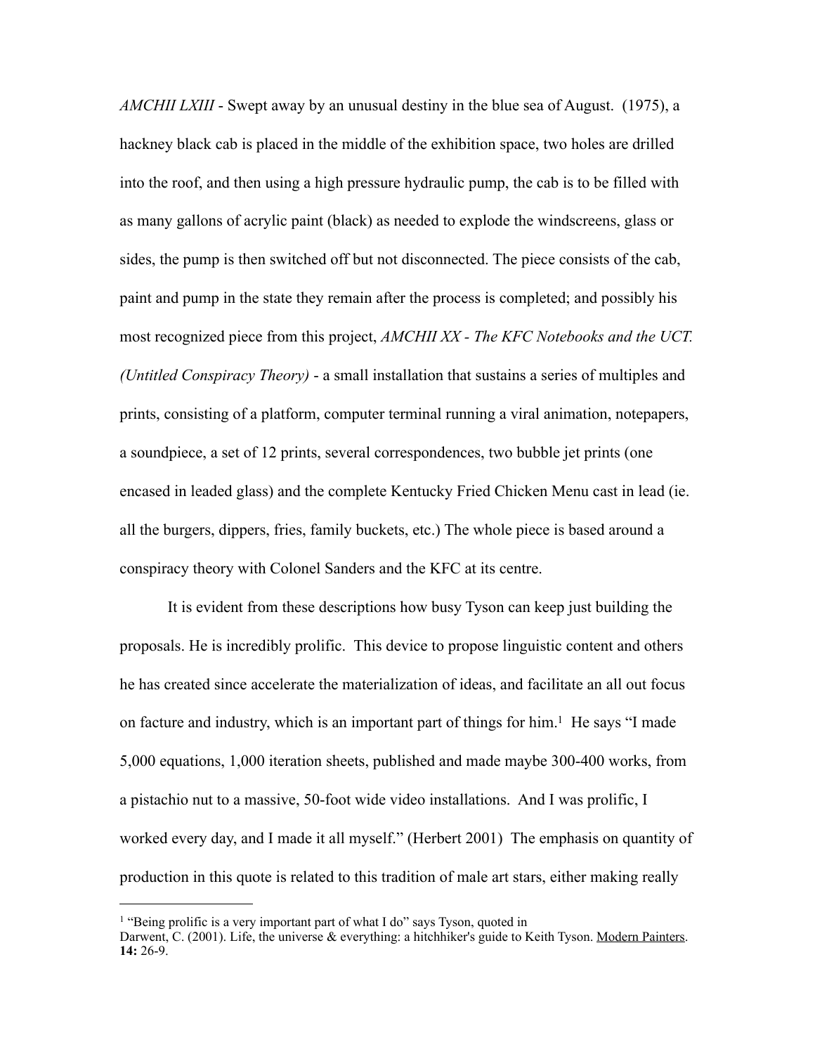*AMCHII LXIII* - Swept away by an unusual destiny in the blue sea of August. (1975), a hackney black cab is placed in the middle of the exhibition space, two holes are drilled into the roof, and then using a high pressure hydraulic pump, the cab is to be filled with as many gallons of acrylic paint (black) as needed to explode the windscreens, glass or sides, the pump is then switched off but not disconnected. The piece consists of the cab, paint and pump in the state they remain after the process is completed; and possibly his most recognized piece from this project, *AMCHII XX - The KFC Notebooks and the UCT. (Untitled Conspiracy Theory)* - a small installation that sustains a series of multiples and prints, consisting of a platform, computer terminal running a viral animation, notepapers, a soundpiece, a set of 12 prints, several correspondences, two bubble jet prints (one encased in leaded glass) and the complete Kentucky Fried Chicken Menu cast in lead (ie. all the burgers, dippers, fries, family buckets, etc.) The whole piece is based around a conspiracy theory with Colonel Sanders and the KFC at its centre.

It is evident from these descriptions how busy Tyson can keep just building the proposals. He is incredibly prolific. This device to propose linguistic content and others he has created since accelerate the materialization of ideas, and facilitate an all out focus on facture and industry, which is an important part of things for him.[1] He says "I made 5,000 equations, 1,000 iteration sheets, published and made maybe 300-400 works, from a pistachio nut to a massive, 50-foot wide video installations. And I was prolific, I worked every day, and I made it all myself." (Herbert 2001) The emphasis on quantity of production in this quote is related to this tradition of male art stars, either making really

---

[1] "Being prolific is a very important part of what I do" says Tyson, quoted in Darwent, C. (2001). Life, the universe & everything: a hitchhiker's guide to Keith Tyson. Modern Painters. **14:** 26-9.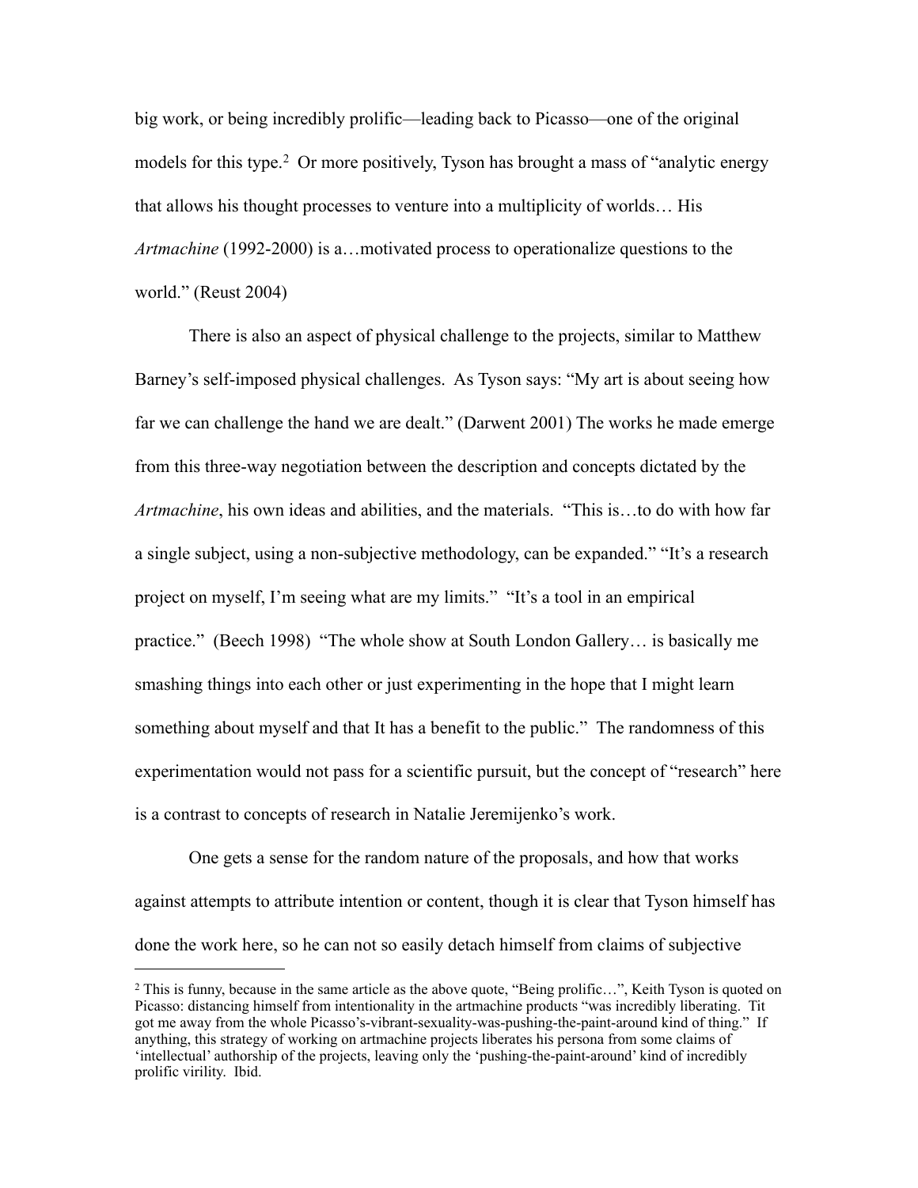big work, or being incredibly prolific—leading back to Picasso—one of the original models for this type.[2] Or more positively, Tyson has brought a mass of "analytic energy that allows his thought processes to venture into a multiplicity of worlds… His *Artmachine* (1992-2000) is a…motivated process to operationalize questions to the world." (Reust 2004)

There is also an aspect of physical challenge to the projects, similar to Matthew Barney's self-imposed physical challenges. As Tyson says: "My art is about seeing how far we can challenge the hand we are dealt." (Darwent 2001) The works he made emerge from this three-way negotiation between the description and concepts dictated by the *Artmachine*, his own ideas and abilities, and the materials. "This is…to do with how far a single subject, using a non-subjective methodology, can be expanded." "It's a research project on myself, I'm seeing what are my limits." "It's a tool in an empirical practice." (Beech 1998) "The whole show at South London Gallery… is basically me smashing things into each other or just experimenting in the hope that I might learn something about myself and that It has a benefit to the public." The randomness of this experimentation would not pass for a scientific pursuit, but the concept of "research" here is a contrast to concepts of research in Natalie Jeremijenko's work.

One gets a sense for the random nature of the proposals, and how that works against attempts to attribute intention or content, though it is clear that Tyson himself has done the work here, so he can not so easily detach himself from claims of subjective

---

[2] This is funny, because in the same article as the above quote, "Being prolific…", Keith Tyson is quoted on Picasso: distancing himself from intentionality in the artmachine products "was incredibly liberating. Tit got me away from the whole Picasso's-vibrant-sexuality-was-pushing-the-paint-around kind of thing." If anything, this strategy of working on artmachine projects liberates his persona from some claims of 'intellectual' authorship of the projects, leaving only the 'pushing-the-paint-around' kind of incredibly prolific virility. Ibid.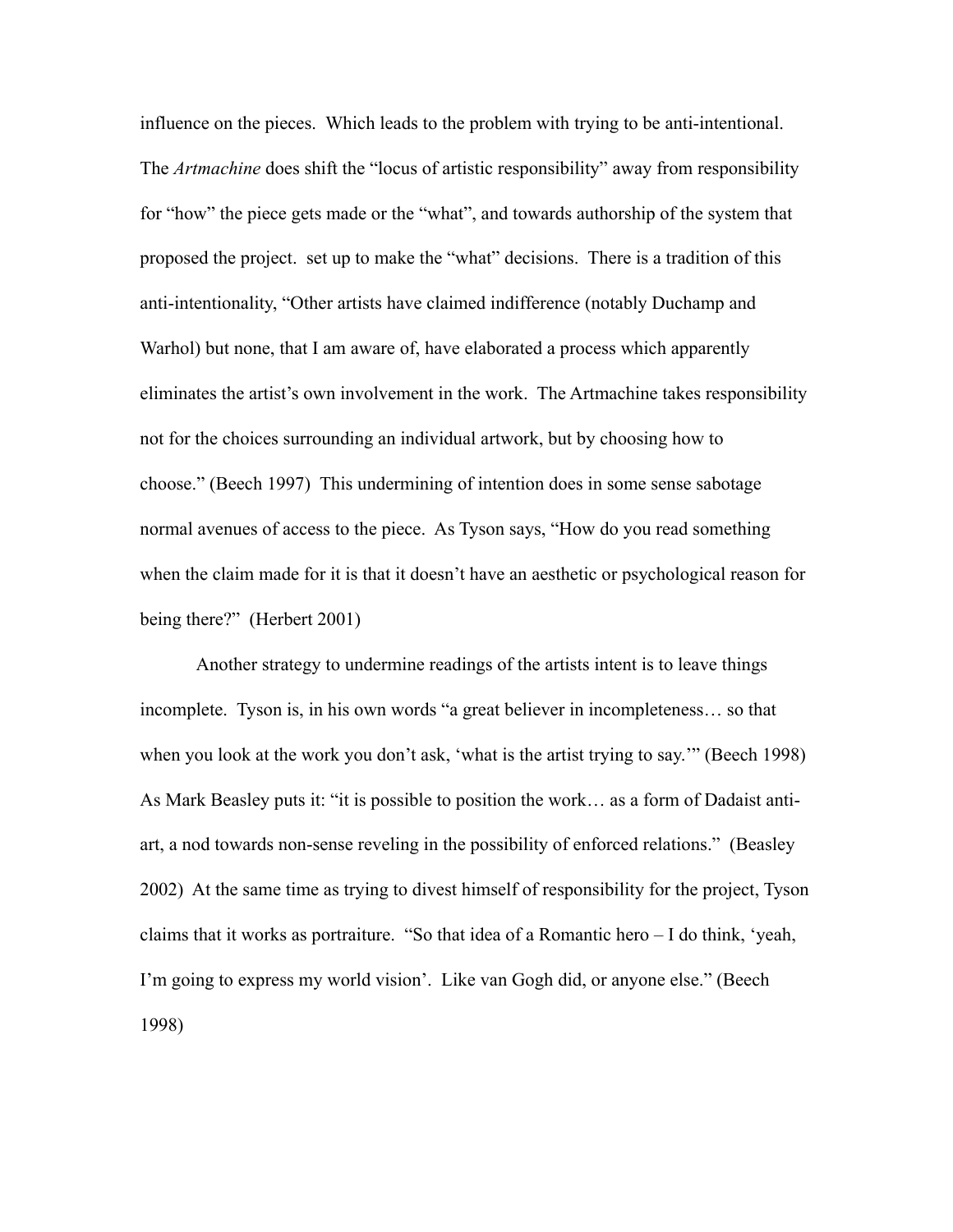influence on the pieces. Which leads to the problem with trying to be anti-intentional. The *Artmachine* does shift the "locus of artistic responsibility" away from responsibility for "how" the piece gets made or the "what", and towards authorship of the system that proposed the project. set up to make the "what" decisions. There is a tradition of this anti-intentionality, "Other artists have claimed indifference (notably Duchamp and Warhol) but none, that I am aware of, have elaborated a process which apparently eliminates the artist's own involvement in the work. The Artmachine takes responsibility not for the choices surrounding an individual artwork, but by choosing how to choose." (Beech 1997) This undermining of intention does in some sense sabotage normal avenues of access to the piece. As Tyson says, "How do you read something when the claim made for it is that it doesn't have an aesthetic or psychological reason for being there?" (Herbert 2001)

Another strategy to undermine readings of the artists intent is to leave things incomplete. Tyson is, in his own words "a great believer in incompleteness… so that when you look at the work you don't ask, 'what is the artist trying to say.'" (Beech 1998) As Mark Beasley puts it: "it is possible to position the work… as a form of Dadaist anti-art, a nod towards non-sense reveling in the possibility of enforced relations." (Beasley 2002) At the same time as trying to divest himself of responsibility for the project, Tyson claims that it works as portraiture. "So that idea of a Romantic hero – I do think, 'yeah, I'm going to express my world vision'. Like van Gogh did, or anyone else." (Beech 1998)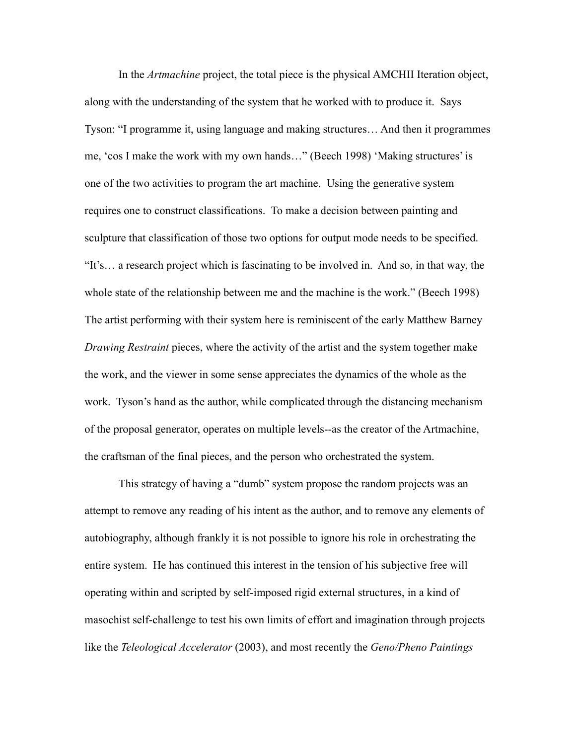In the *Artmachine* project, the total piece is the physical AMCHII Iteration object, along with the understanding of the system that he worked with to produce it. Says Tyson: "I programme it, using language and making structures… And then it programmes me, 'cos I make the work with my own hands…" (Beech 1998) 'Making structures' is one of the two activities to program the art machine. Using the generative system requires one to construct classifications. To make a decision between painting and sculpture that classification of those two options for output mode needs to be specified. "It's… a research project which is fascinating to be involved in. And so, in that way, the whole state of the relationship between me and the machine is the work." (Beech 1998) The artist performing with their system here is reminiscent of the early Matthew Barney *Drawing Restraint* pieces, where the activity of the artist and the system together make the work, and the viewer in some sense appreciates the dynamics of the whole as the work. Tyson's hand as the author, while complicated through the distancing mechanism of the proposal generator, operates on multiple levels--as the creator of the Artmachine, the craftsman of the final pieces, and the person who orchestrated the system.

This strategy of having a "dumb" system propose the random projects was an attempt to remove any reading of his intent as the author, and to remove any elements of autobiography, although frankly it is not possible to ignore his role in orchestrating the entire system. He has continued this interest in the tension of his subjective free will operating within and scripted by self-imposed rigid external structures, in a kind of masochist self-challenge to test his own limits of effort and imagination through projects like the *Teleological Accelerator* (2003), and most recently the *Geno/Pheno Paintings*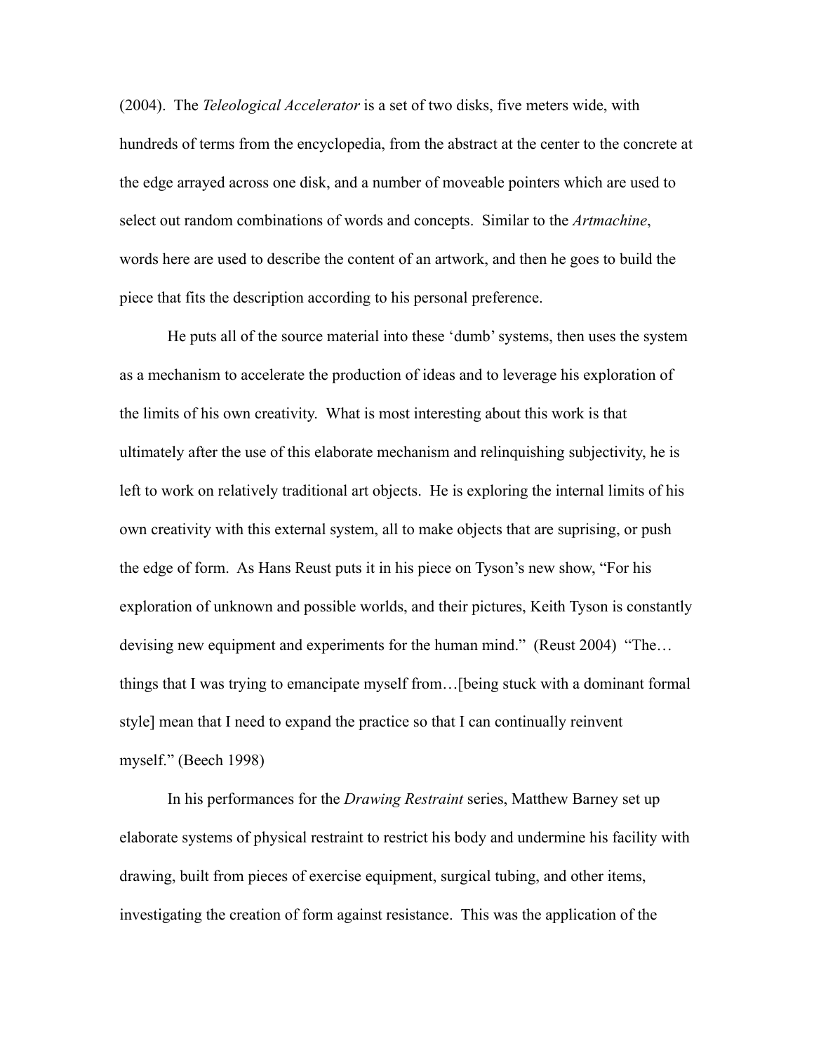(2004). The *Teleological Accelerator* is a set of two disks, five meters wide, with hundreds of terms from the encyclopedia, from the abstract at the center to the concrete at the edge arrayed across one disk, and a number of moveable pointers which are used to select out random combinations of words and concepts. Similar to the *Artmachine*, words here are used to describe the content of an artwork, and then he goes to build the piece that fits the description according to his personal preference.

He puts all of the source material into these 'dumb' systems, then uses the system as a mechanism to accelerate the production of ideas and to leverage his exploration of the limits of his own creativity. What is most interesting about this work is that ultimately after the use of this elaborate mechanism and relinquishing subjectivity, he is left to work on relatively traditional art objects. He is exploring the internal limits of his own creativity with this external system, all to make objects that are suprising, or push the edge of form. As Hans Reust puts it in his piece on Tyson's new show, "For his exploration of unknown and possible worlds, and their pictures, Keith Tyson is constantly devising new equipment and experiments for the human mind." (Reust 2004) "The… things that I was trying to emancipate myself from…[being stuck with a dominant formal style] mean that I need to expand the practice so that I can continually reinvent myself." (Beech 1998)

In his performances for the *Drawing Restraint* series, Matthew Barney set up elaborate systems of physical restraint to restrict his body and undermine his facility with drawing, built from pieces of exercise equipment, surgical tubing, and other items, investigating the creation of form against resistance. This was the application of the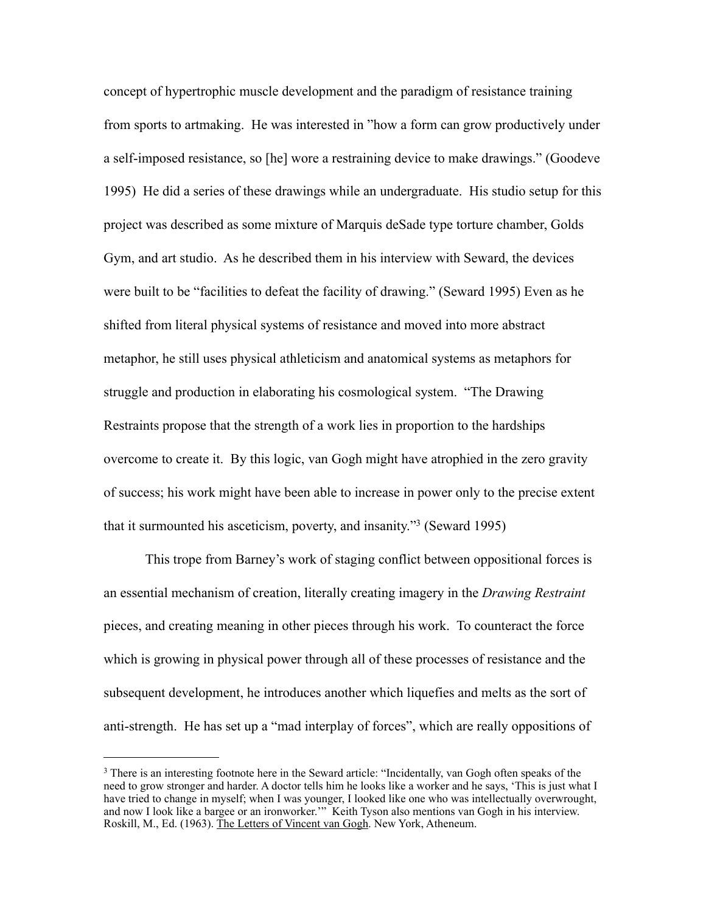concept of hypertrophic muscle development and the paradigm of resistance training from sports to artmaking. He was interested in "how a form can grow productively under a self-imposed resistance, so [he] wore a restraining device to make drawings." (Goodeve 1995) He did a series of these drawings while an undergraduate. His studio setup for this project was described as some mixture of Marquis deSade type torture chamber, Golds Gym, and art studio. As he described them in his interview with Seward, the devices were built to be "facilities to defeat the facility of drawing." (Seward 1995) Even as he shifted from literal physical systems of resistance and moved into more abstract metaphor, he still uses physical athleticism and anatomical systems as metaphors for struggle and production in elaborating his cosmological system. "The Drawing Restraints propose that the strength of a work lies in proportion to the hardships overcome to create it. By this logic, van Gogh might have atrophied in the zero gravity of success; his work might have been able to increase in power only to the precise extent that it surmounted his asceticism, poverty, and insanity."[3] (Seward 1995)

This trope from Barney's work of staging conflict between oppositional forces is an essential mechanism of creation, literally creating imagery in the *Drawing Restraint* pieces, and creating meaning in other pieces through his work. To counteract the force which is growing in physical power through all of these processes of resistance and the subsequent development, he introduces another which liquefies and melts as the sort of anti-strength. He has set up a "mad interplay of forces", which are really oppositions of

---

[3] There is an interesting footnote here in the Seward article: "Incidentally, van Gogh often speaks of the need to grow stronger and harder. A doctor tells him he looks like a worker and he says, 'This is just what I have tried to change in myself; when I was younger, I looked like one who was intellectually overwrought, and now I look like a bargee or an ironworker.'" Keith Tyson also mentions van Gogh in his interview. Roskill, M., Ed. (1963). The Letters of Vincent van Gogh. New York, Atheneum.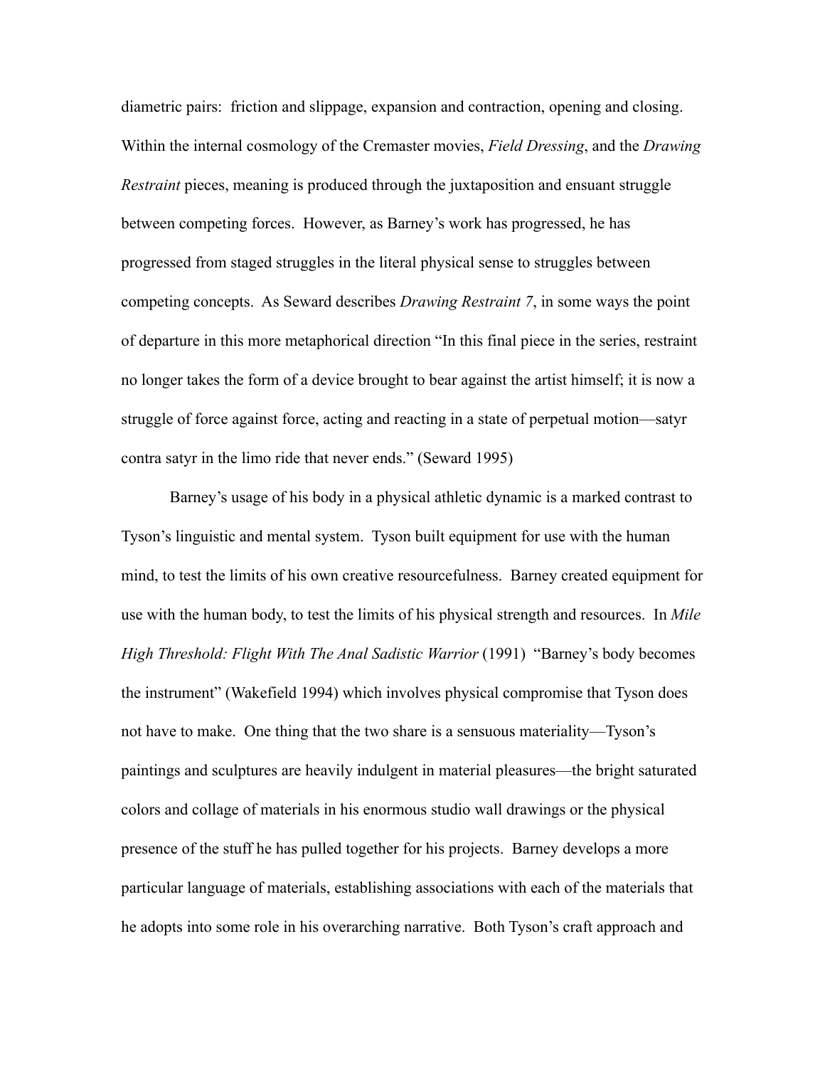diametric pairs: friction and slippage, expansion and contraction, opening and closing. Within the internal cosmology of the Cremaster movies, *Field Dressing*, and the *Drawing Restraint* pieces, meaning is produced through the juxtaposition and ensuant struggle between competing forces. However, as Barney's work has progressed, he has progressed from staged struggles in the literal physical sense to struggles between competing concepts. As Seward describes *Drawing Restraint 7*, in some ways the point of departure in this more metaphorical direction "In this final piece in the series, restraint no longer takes the form of a device brought to bear against the artist himself; it is now a struggle of force against force, acting and reacting in a state of perpetual motion—satyr contra satyr in the limo ride that never ends." (Seward 1995)

Barney's usage of his body in a physical athletic dynamic is a marked contrast to Tyson's linguistic and mental system. Tyson built equipment for use with the human mind, to test the limits of his own creative resourcefulness. Barney created equipment for use with the human body, to test the limits of his physical strength and resources. In *Mile High Threshold: Flight With The Anal Sadistic Warrior* (1991) "Barney's body becomes the instrument" (Wakefield 1994) which involves physical compromise that Tyson does not have to make. One thing that the two share is a sensuous materiality—Tyson's paintings and sculptures are heavily indulgent in material pleasures—the bright saturated colors and collage of materials in his enormous studio wall drawings or the physical presence of the stuff he has pulled together for his projects. Barney develops a more particular language of materials, establishing associations with each of the materials that he adopts into some role in his overarching narrative. Both Tyson's craft approach and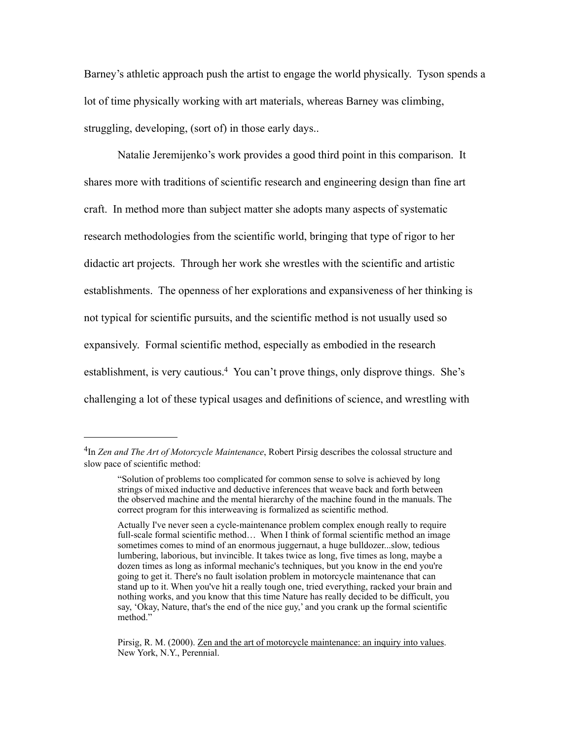Barney's athletic approach push the artist to engage the world physically. Tyson spends a lot of time physically working with art materials, whereas Barney was climbing, struggling, developing, (sort of) in those early days..

Natalie Jeremijenko's work provides a good third point in this comparison. It shares more with traditions of scientific research and engineering design than fine art craft. In method more than subject matter she adopts many aspects of systematic research methodologies from the scientific world, bringing that type of rigor to her didactic art projects. Through her work she wrestles with the scientific and artistic establishments. The openness of her explorations and expansiveness of her thinking is not typical for scientific pursuits, and the scientific method is not usually used so expansively. Formal scientific method, especially as embodied in the research establishment, is very cautious.[4] You can't prove things, only disprove things. She's challenging a lot of these typical usages and definitions of science, and wrestling with

---

[4]In *Zen and The Art of Motorcycle Maintenance*, Robert Pirsig describes the colossal structure and slow pace of scientific method:

> "Solution of problems too complicated for common sense to solve is achieved by long strings of mixed inductive and deductive inferences that weave back and forth between the observed machine and the mental hierarchy of the machine found in the manuals. The correct program for this interweaving is formalized as scientific method.
>
> Actually I've never seen a cycle-maintenance problem complex enough really to require full-scale formal scientific method… When I think of formal scientific method an image sometimes comes to mind of an enormous juggernaut, a huge bulldozer...slow, tedious lumbering, laborious, but invincible. It takes twice as long, five times as long, maybe a dozen times as long as informal mechanic's techniques, but you know in the end you're going to get it. There's no fault isolation problem in motorcycle maintenance that can stand up to it. When you've hit a really tough one, tried everything, racked your brain and nothing works, and you know that this time Nature has really decided to be difficult, you say, 'Okay, Nature, that's the end of the nice guy,' and you crank up the formal scientific method."
>
> Pirsig, R. M. (2000). Zen and the art of motorcycle maintenance: an inquiry into values. New York, N.Y., Perennial.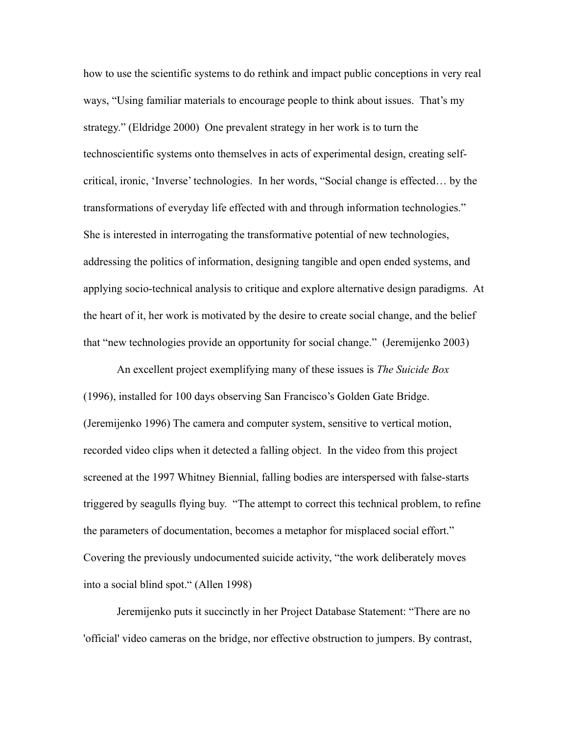how to use the scientific systems to do rethink and impact public conceptions in very real ways, "Using familiar materials to encourage people to think about issues. That's my strategy." (Eldridge 2000) One prevalent strategy in her work is to turn the technoscientific systems onto themselves in acts of experimental design, creating self-critical, ironic, 'Inverse' technologies. In her words, "Social change is effected… by the transformations of everyday life effected with and through information technologies." She is interested in interrogating the transformative potential of new technologies, addressing the politics of information, designing tangible and open ended systems, and applying socio-technical analysis to critique and explore alternative design paradigms. At the heart of it, her work is motivated by the desire to create social change, and the belief that "new technologies provide an opportunity for social change." (Jeremijenko 2003)

An excellent project exemplifying many of these issues is *The Suicide Box* (1996), installed for 100 days observing San Francisco's Golden Gate Bridge. (Jeremijenko 1996) The camera and computer system, sensitive to vertical motion, recorded video clips when it detected a falling object. In the video from this project screened at the 1997 Whitney Biennial, falling bodies are interspersed with false-starts triggered by seagulls flying buy. "The attempt to correct this technical problem, to refine the parameters of documentation, becomes a metaphor for misplaced social effort." Covering the previously undocumented suicide activity, "the work deliberately moves into a social blind spot." (Allen 1998)

Jeremijenko puts it succinctly in her Project Database Statement: "There are no 'official' video cameras on the bridge, nor effective obstruction to jumpers. By contrast,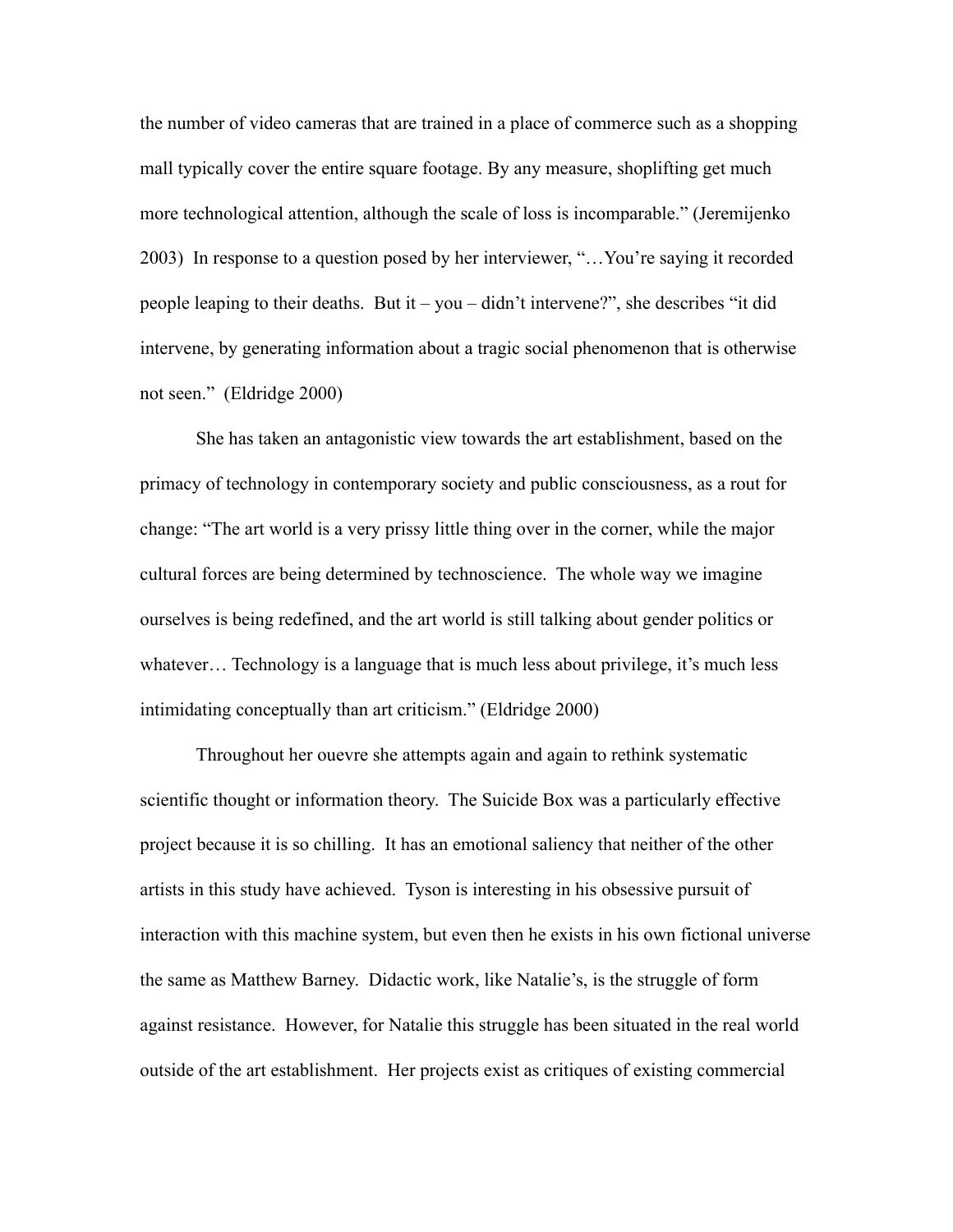the number of video cameras that are trained in a place of commerce such as a shopping mall typically cover the entire square footage. By any measure, shoplifting get much more technological attention, although the scale of loss is incomparable." (Jeremijenko 2003) In response to a question posed by her interviewer, "…You're saying it recorded people leaping to their deaths. But it – you – didn't intervene?", she describes "it did intervene, by generating information about a tragic social phenomenon that is otherwise not seen." (Eldridge 2000)

She has taken an antagonistic view towards the art establishment, based on the primacy of technology in contemporary society and public consciousness, as a rout for change: "The art world is a very prissy little thing over in the corner, while the major cultural forces are being determined by technoscience. The whole way we imagine ourselves is being redefined, and the art world is still talking about gender politics or whatever… Technology is a language that is much less about privilege, it's much less intimidating conceptually than art criticism." (Eldridge 2000)

Throughout her ouevre she attempts again and again to rethink systematic scientific thought or information theory. The Suicide Box was a particularly effective project because it is so chilling. It has an emotional saliency that neither of the other artists in this study have achieved. Tyson is interesting in his obsessive pursuit of interaction with this machine system, but even then he exists in his own fictional universe the same as Matthew Barney. Didactic work, like Natalie's, is the struggle of form against resistance. However, for Natalie this struggle has been situated in the real world outside of the art establishment. Her projects exist as critiques of existing commercial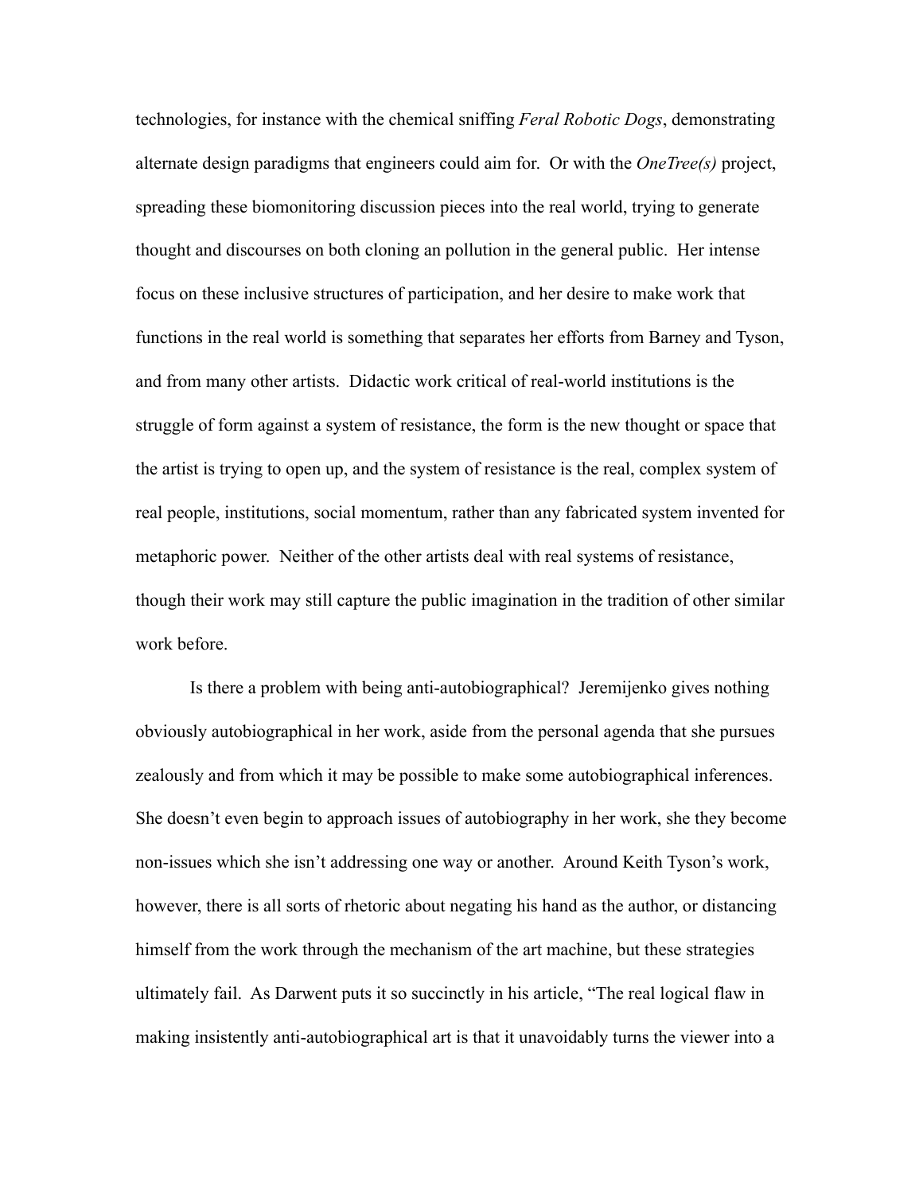technologies, for instance with the chemical sniffing *Feral Robotic Dogs*, demonstrating alternate design paradigms that engineers could aim for. Or with the *OneTree(s)* project, spreading these biomonitoring discussion pieces into the real world, trying to generate thought and discourses on both cloning an pollution in the general public. Her intense focus on these inclusive structures of participation, and her desire to make work that functions in the real world is something that separates her efforts from Barney and Tyson, and from many other artists. Didactic work critical of real-world institutions is the struggle of form against a system of resistance, the form is the new thought or space that the artist is trying to open up, and the system of resistance is the real, complex system of real people, institutions, social momentum, rather than any fabricated system invented for metaphoric power. Neither of the other artists deal with real systems of resistance, though their work may still capture the public imagination in the tradition of other similar work before.

Is there a problem with being anti-autobiographical? Jeremijenko gives nothing obviously autobiographical in her work, aside from the personal agenda that she pursues zealously and from which it may be possible to make some autobiographical inferences. She doesn't even begin to approach issues of autobiography in her work, she they become non-issues which she isn't addressing one way or another. Around Keith Tyson's work, however, there is all sorts of rhetoric about negating his hand as the author, or distancing himself from the work through the mechanism of the art machine, but these strategies ultimately fail. As Darwent puts it so succinctly in his article, "The real logical flaw in making insistently anti-autobiographical art is that it unavoidably turns the viewer into a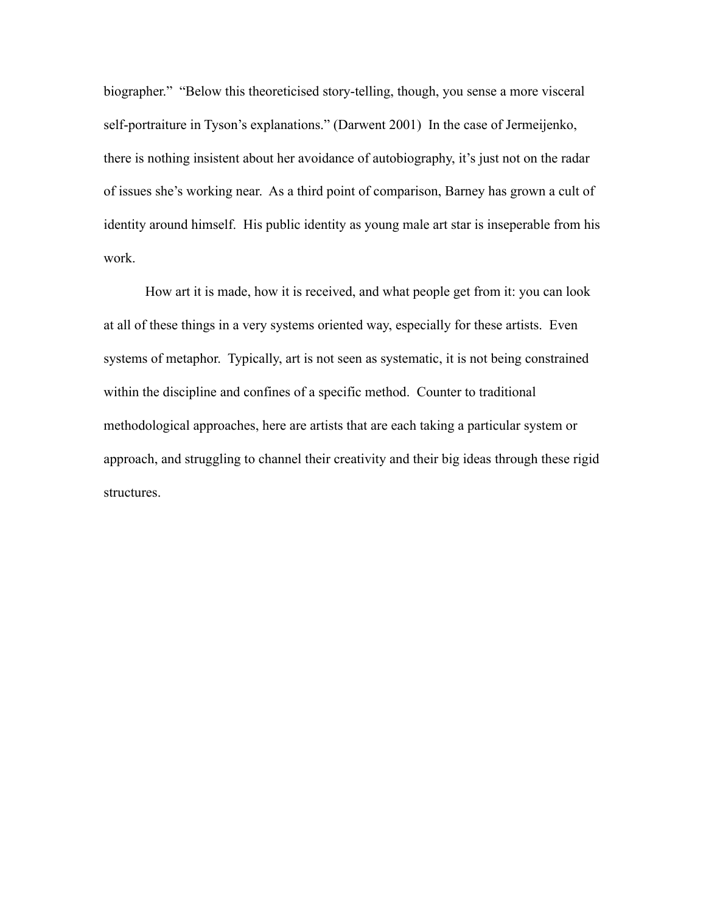biographer." "Below this theoreticised story-telling, though, you sense a more visceral self-portraiture in Tyson's explanations." (Darwent 2001) In the case of Jermeijenko, there is nothing insistent about her avoidance of autobiography, it's just not on the radar of issues she's working near. As a third point of comparison, Barney has grown a cult of identity around himself. His public identity as young male art star is inseperable from his work.

How art it is made, how it is received, and what people get from it: you can look at all of these things in a very systems oriented way, especially for these artists. Even systems of metaphor. Typically, art is not seen as systematic, it is not being constrained within the discipline and confines of a specific method. Counter to traditional methodological approaches, here are artists that are each taking a particular system or approach, and struggling to channel their creativity and their big ideas through these rigid structures.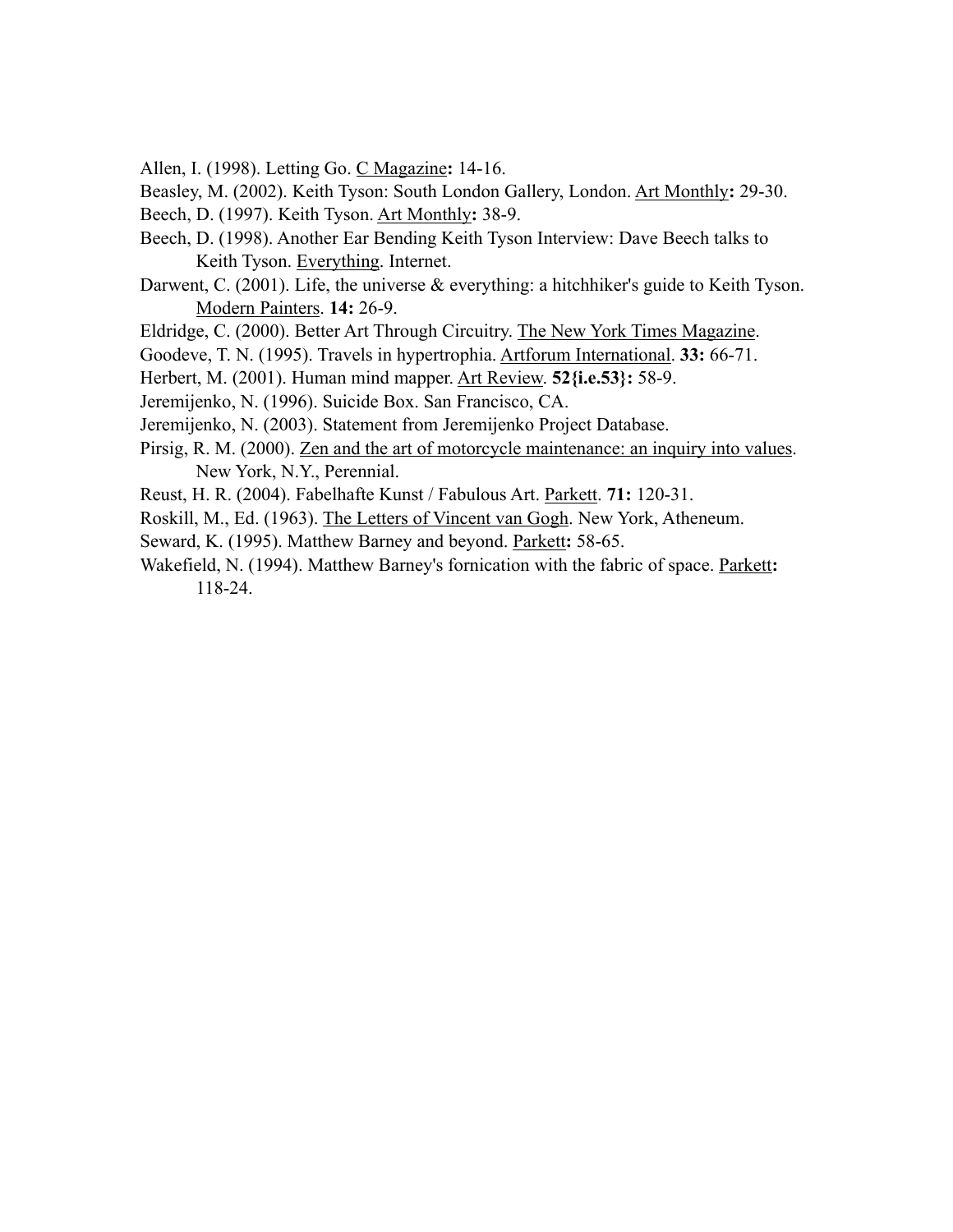Allen, I. (1998). Letting Go. C Magazine**:** 14-16.

Beasley, M. (2002). Keith Tyson: South London Gallery, London. Art Monthly**:** 29-30.

Beech, D. (1997). Keith Tyson. Art Monthly**:** 38-9.

Beech, D. (1998). Another Ear Bending Keith Tyson Interview: Dave Beech talks to Keith Tyson. Everything. Internet.

Darwent, C. (2001). Life, the universe & everything: a hitchhiker's guide to Keith Tyson. Modern Painters. **14:** 26-9.

Eldridge, C. (2000). Better Art Through Circuitry. The New York Times Magazine.

Goodeve, T. N. (1995). Travels in hypertrophia. Artforum International. **33:** 66-71.

Herbert, M. (2001). Human mind mapper. Art Review. **52{i.e.53}:** 58-9.

Jeremijenko, N. (1996). Suicide Box. San Francisco, CA.

Jeremijenko, N. (2003). Statement from Jeremijenko Project Database.

Pirsig, R. M. (2000). Zen and the art of motorcycle maintenance: an inquiry into values. New York, N.Y., Perennial.

Reust, H. R. (2004). Fabelhafte Kunst / Fabulous Art. Parkett. **71:** 120-31.

Roskill, M., Ed. (1963). The Letters of Vincent van Gogh. New York, Atheneum.

Seward, K. (1995). Matthew Barney and beyond. Parkett**:** 58-65.

Wakefield, N. (1994). Matthew Barney's fornication with the fabric of space. Parkett**:** 118-24.